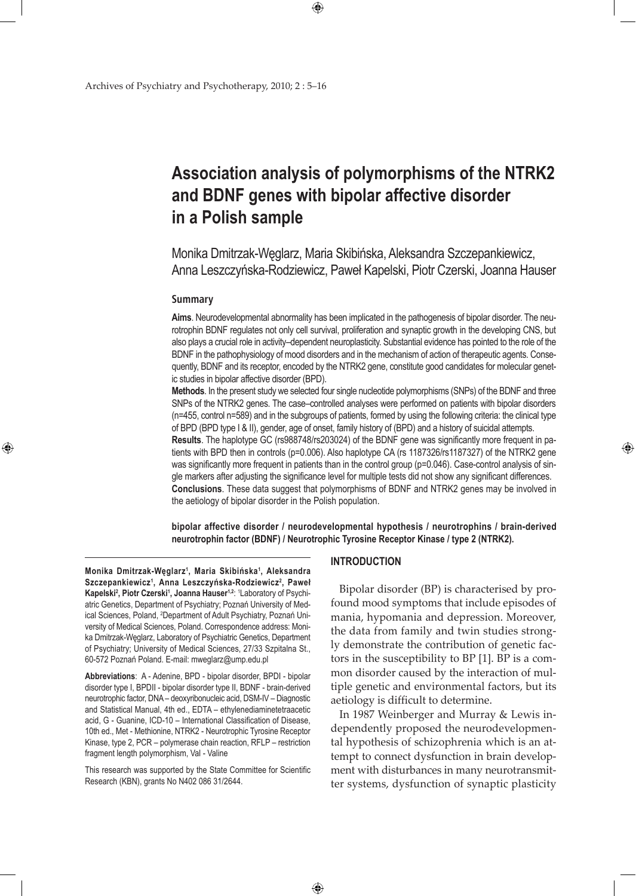# Association analysis of polymorphisms of the NTRK2 and BDNF genes with bipolar affective disorder in a Polish sample

Monika Dmitrzak-Węglarz, Maria Skibińska, Aleksandra Szczepankiewicz, Anna Leszczyńska-Rodziewicz, Paweł Kapelski, Piotr Czerski, Joanna Hauser

## Summary

**Aims**. Neurodevelopmental abnormality has been implicated in the pathogenesis of bipolar disorder. The neurotrophin BDNF regulates not only cell survival, proliferation and synaptic growth in the developing CNS, but also plays a crucial role in activity–dependent neuroplasticity. Substantial evidence has pointed to the role of the BDNF in the pathophysiology of mood disorders and in the mechanism of action of therapeutic agents. Consequently, BDNF and its receptor, encoded by the NTRK2 gene, constitute good candidates for molecular genetic studies in bipolar affective disorder (BPD).

**Methods**. In the present study we selected four single nucleotide polymorphisms (SNPs) of the BDNF and three SNPs of the NTRK2 genes. The case–controlled analyses were performed on patients with bipolar disorders (n=455, control n=589) and in the subgroups of patients, formed by using the following criteria: the clinical type of BPD (BPD type I & II), gender, age of onset, family history of (BPD) and a history of suicidal attempts.

**Results**. The haplotype GC (rs988748/rs203024) of the BDNF gene was significantly more frequent in patients with BPD then in controls (p=0.006). Also haplotype CA (rs 1187326/rs1187327) of the NTRK2 gene was significantly more frequent in patients than in the control group (p=0.046). Case-control analysis of single markers after adjusting the significance level for multiple tests did not show any significant differences.

**Conclusions**. These data suggest that polymorphisms of BDNF and NTRK2 genes may be involved in the aetiology of bipolar disorder in the Polish population.

**bipolar affective disorder / neurodevelopmental hypothesis / neurotrophins / brain-derived neurotrophin factor (BDNF) / Neurotrophic Tyrosine Receptor Kinase / type 2 (NTRK2).**

---

**Monika Dmitrzak-Węglarz[1], Maria Skibińska[1], Aleksandra Szczepankiewicz[1], Anna Leszczyńska-Rodziewicz[2], Paweł Kapelski[2], Piotr Czerski[1], Joanna Hauser[1,2]**: [1]Laboratory of Psychiatric Genetics, Department of Psychiatry; Poznań University of Medical Sciences, Poland, [2]Department of Adult Psychiatry, Poznań University of Medical Sciences, Poland. Correspondence address: Monika Dmitrzak-Węglarz, Laboratory of Psychiatric Genetics, Department of Psychiatry; University of Medical Sciences, 27/33 Szpitalna St., 60-572 Poznań Poland. E-mail: mweglarz@ump.edu.pl

**Abbreviations**: A - Adenine, BPD - bipolar disorder, BPDI - bipolar disorder type I, BPDII - bipolar disorder type II, BDNF - brain-derived neurotrophic factor, DNA – deoxyribonucleic acid, DSM-IV – Diagnostic and Statistical Manual, 4th ed., EDTA – ethylenediaminetetraacetic acid, G - Guanine, ICD-10 – International Classification of Disease, 10th ed., Met - Methionine, NTRK2 - Neurotrophic Tyrosine Receptor Kinase, type 2, PCR – polymerase chain reaction, RFLP – restriction fragment length polymorphism, Val - Valine

This research was supported by the State Committee for Scientific Research (KBN), grants No N402 086 31/2644.

## INTRODUCTION

Bipolar disorder (BP) is characterised by profound mood symptoms that include episodes of mania, hypomania and depression. Moreover, the data from family and twin studies strongly demonstrate the contribution of genetic factors in the susceptibility to BP [1]. BP is a common disorder caused by the interaction of multiple genetic and environmental factors, but its aetiology is difficult to determine.

In 1987 Weinberger and Murray & Lewis independently proposed the neurodevelopmental hypothesis of schizophrenia which is an attempt to connect dysfunction in brain development with disturbances in many neurotransmitter systems, dysfunction of synaptic plasticity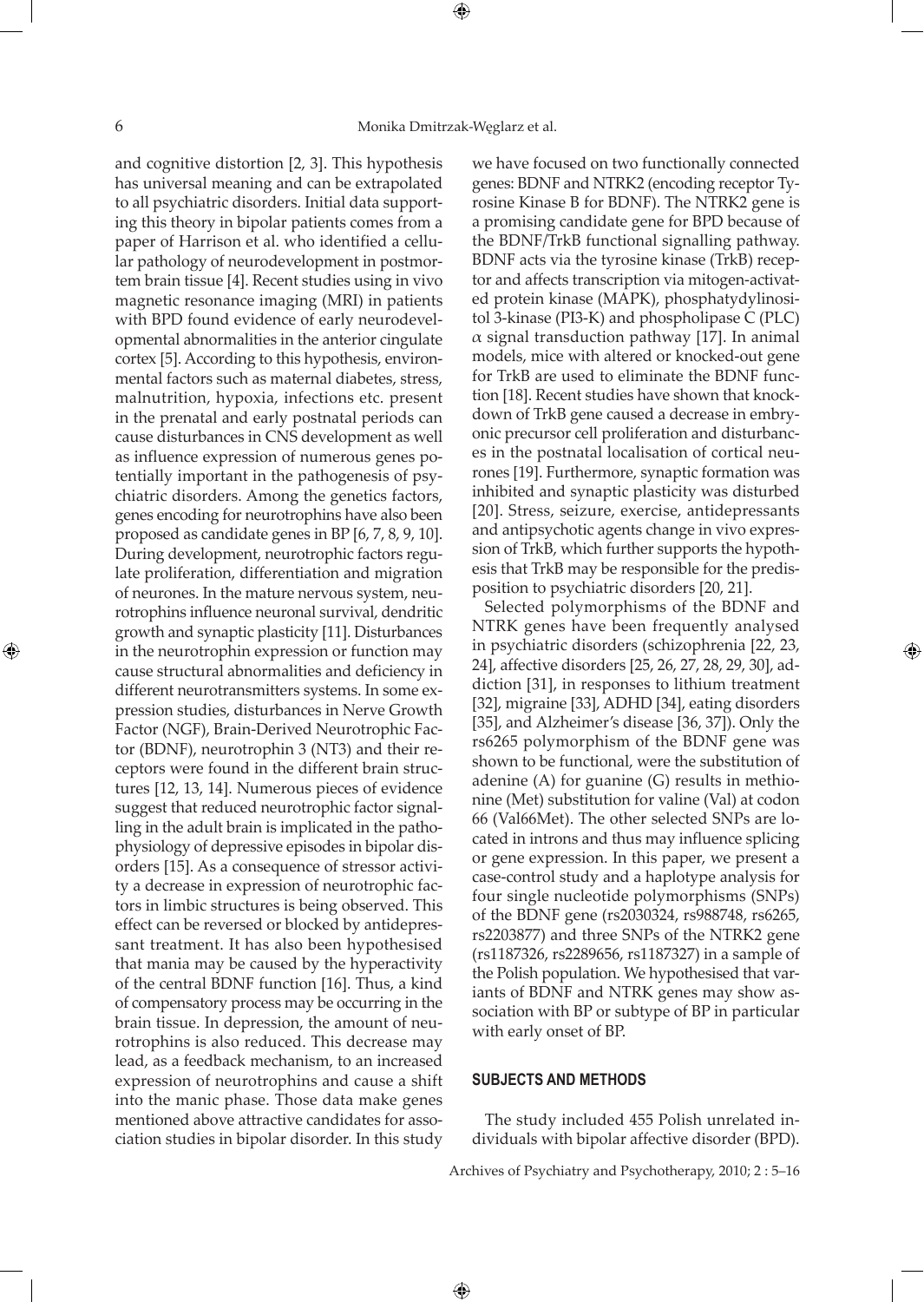and cognitive distortion [2, 3]. This hypothesis has universal meaning and can be extrapolated to all psychiatric disorders. Initial data supporting this theory in bipolar patients comes from a paper of Harrison et al. who identified a cellular pathology of neurodevelopment in postmortem brain tissue [4]. Recent studies using in vivo magnetic resonance imaging (MRI) in patients with BPD found evidence of early neurodevelopmental abnormalities in the anterior cingulate cortex [5]. According to this hypothesis, environmental factors such as maternal diabetes, stress, malnutrition, hypoxia, infections etc. present in the prenatal and early postnatal periods can cause disturbances in CNS development as well as influence expression of numerous genes potentially important in the pathogenesis of psychiatric disorders. Among the genetics factors, genes encoding for neurotrophins have also been proposed as candidate genes in BP [6, 7, 8, 9, 10]. During development, neurotrophic factors regulate proliferation, differentiation and migration of neurones. In the mature nervous system, neurotrophins influence neuronal survival, dendritic growth and synaptic plasticity [11]. Disturbances in the neurotrophin expression or function may cause structural abnormalities and deficiency in different neurotransmitters systems. In some expression studies, disturbances in Nerve Growth Factor (NGF), Brain-Derived Neurotrophic Factor (BDNF), neurotrophin 3 (NT3) and their receptors were found in the different brain structures [12, 13, 14]. Numerous pieces of evidence suggest that reduced neurotrophic factor signalling in the adult brain is implicated in the pathophysiology of depressive episodes in bipolar disorders [15]. As a consequence of stressor activity a decrease in expression of neurotrophic factors in limbic structures is being observed. This effect can be reversed or blocked by antidepressant treatment. It has also been hypothesised that mania may be caused by the hyperactivity of the central BDNF function [16]. Thus, a kind of compensatory process may be occurring in the brain tissue. In depression, the amount of neurotrophins is also reduced. This decrease may lead, as a feedback mechanism, to an increased expression of neurotrophins and cause a shift into the manic phase. Those data make genes mentioned above attractive candidates for association studies in bipolar disorder. In this study we have focused on two functionally connected genes: BDNF and NTRK2 (encoding receptor Tyrosine Kinase B for BDNF). The NTRK2 gene is a promising candidate gene for BPD because of the BDNF/TrkB functional signalling pathway. BDNF acts via the tyrosine kinase (TrkB) receptor and affects transcription via mitogen-activated protein kinase (MAPK), phosphatydylinositol 3-kinase (PI3-K) and phospholipase C (PLC) $\alpha$ signal transduction pathway [17]. In animal models, mice with altered or knocked-out gene for TrkB are used to eliminate the BDNF function [18]. Recent studies have shown that knockdown of TrkB gene caused a decrease in embryonic precursor cell proliferation and disturbances in the postnatal localisation of cortical neurones [19]. Furthermore, synaptic formation was inhibited and synaptic plasticity was disturbed [20]. Stress, seizure, exercise, antidepressants and antipsychotic agents change in vivo expression of TrkB, which further supports the hypothesis that TrkB may be responsible for the predisposition to psychiatric disorders [20, 21].

Selected polymorphisms of the BDNF and NTRK genes have been frequently analysed in psychiatric disorders (schizophrenia [22, 23, 24], affective disorders [25, 26, 27, 28, 29, 30], addiction [31], in responses to lithium treatment [32], migraine [33], ADHD [34], eating disorders [35], and Alzheimer's disease [36, 37]). Only the rs6265 polymorphism of the BDNF gene was shown to be functional, were the substitution of adenine (A) for guanine (G) results in methionine (Met) substitution for valine (Val) at codon 66 (Val66Met). The other selected SNPs are located in introns and thus may influence splicing or gene expression. In this paper, we present a case-control study and a haplotype analysis for four single nucleotide polymorphisms (SNPs) of the BDNF gene (rs2030324, rs988748, rs6265, rs2203877) and three SNPs of the NTRK2 gene (rs1187326, rs2289656, rs1187327) in a sample of the Polish population. We hypothesised that variants of BDNF and NTRK genes may show association with BP or subtype of BP in particular with early onset of BP.

## SUBJECTS AND METHODS

The study included 455 Polish unrelated individuals with bipolar affective disorder (BPD).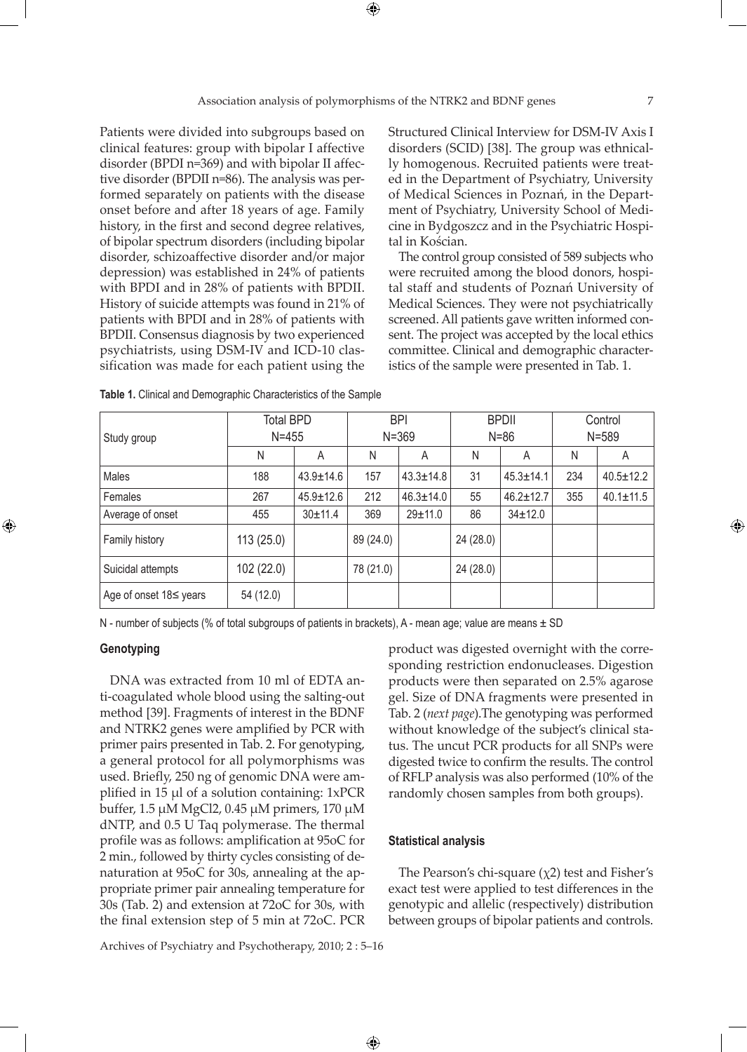Patients were divided into subgroups based on clinical features: group with bipolar I affective disorder (BPDI n=369) and with bipolar II affective disorder (BPDII n=86). The analysis was performed separately on patients with the disease onset before and after 18 years of age. Family history, in the first and second degree relatives, of bipolar spectrum disorders (including bipolar disorder, schizoaffective disorder and/or major depression) was established in 24% of patients with BPDI and in 28% of patients with BPDII. History of suicide attempts was found in 21% of patients with BPDI and in 28% of patients with BPDII. Consensus diagnosis by two experienced psychiatrists, using DSM-IV and ICD-10 classification was made for each patient using the Structured Clinical Interview for DSM-IV Axis I disorders (SCID) [38]. The group was ethnically homogenous. Recruited patients were treated in the Department of Psychiatry, University of Medical Sciences in Poznań, in the Department of Psychiatry, University School of Medicine in Bydgoszcz and in the Psychiatric Hospital in Kościan.

The control group consisted of 589 subjects who were recruited among the blood donors, hospital staff and students of Poznań University of Medical Sciences. They were not psychiatrically screened. All patients gave written informed consent. The project was accepted by the local ethics committee. Clinical and demographic characteristics of the sample were presented in Tab. 1.

**Table 1.** Clinical and Demographic Characteristics of the Sample

| Study group | Total BPD N=455 | | BPI N=369 | | BPDII N=86 | | Control N=589 | |
|---|---|---|---|---|---|---|---|---|
| | N | A | N | A | N | A | N | A |
| Males | 188 | 43.9±14.6 | 157 | 43.3±14.8 | 31 | 45.3±14.1 | 234 | 40.5±12.2 |
| Females | 267 | 45.9±12.6 | 212 | 46.3±14.0 | 55 | 46.2±12.7 | 355 | 40.1±11.5 |
| Average of onset | 455 | 30±11.4 | 369 | 29±11.0 | 86 | 34±12.0 | | |
| Family history | 113 (25.0) | | 89 (24.0) | | 24 (28.0) | | | |
| Suicidal attempts | 102 (22.0) | | 78 (21.0) | | 24 (28.0) | | | |
| Age of onset 18≤ years | 54 (12.0) | | | | | | | |

N - number of subjects (% of total subgroups of patients in brackets), A - mean age; value are means ± SD

### Genotyping

DNA was extracted from 10 ml of EDTA anti-coagulated whole blood using the salting-out method [39]. Fragments of interest in the BDNF and NTRK2 genes were amplified by PCR with primer pairs presented in Tab. 2. For genotyping, a general protocol for all polymorphisms was used. Briefly, 250 ng of genomic DNA were amplified in 15 µl of a solution containing: 1xPCR buffer, 1.5 µM MgCl2, 0.45 µM primers, 170 µM dNTP, and 0.5 U Taq polymerase. The thermal profile was as follows: amplification at 95oC for 2 min., followed by thirty cycles consisting of denaturation at 95oC for 30s, annealing at the appropriate primer pair annealing temperature for 30s (Tab. 2) and extension at 72oC for 30s, with the final extension step of 5 min at 72oC. PCR product was digested overnight with the corresponding restriction endonucleases. Digestion products were then separated on 2.5% agarose gel. Size of DNA fragments were presented in Tab. 2 (*next page*).The genotyping was performed without knowledge of the subject's clinical status. The uncut PCR products for all SNPs were digested twice to confirm the results. The control of RFLP analysis was also performed (10% of the randomly chosen samples from both groups).

### Statistical analysis

The Pearson's chi-square ($\chi 2$) test and Fisher's exact test were applied to test differences in the genotypic and allelic (respectively) distribution between groups of bipolar patients and controls.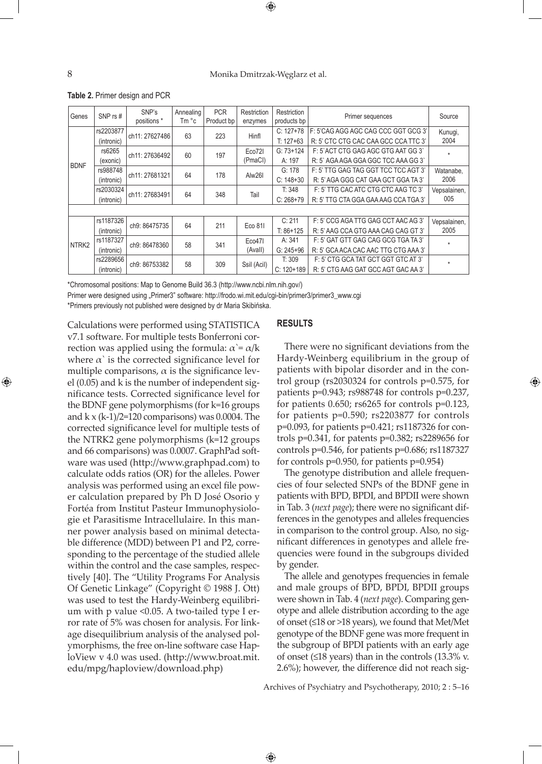**Table 2.** Primer design and PCR

| Genes | SNP rs # | SNP's positions * | Annealing Tm °c | PCR Product bp | Restriction enzymes | Restriction products bp | Primer sequences | Source |
|---|---|---|---|---|---|---|---|---|
| BDNF | rs2203877 (intronic) | ch11: 27627486 | 63 | 223 | HinfI | C: 127+78<br>T: 127+63 | F: 5'CAG AGG AGC CAG CCC GGT GCG 3'<br>R: 5' CTC CTG CAC CAA GCC CCA TTC 3' | Kunugi, 2004 |
| | rs6265 (exonic) | ch11: 27636492 | 60 | 197 | Eco72I (PmaCI) | G: 73+124<br>A: 197 | F: 5`ACT CTG GAG AGC GTG AAT GG 3`<br>R: 5` AGA AGA GGA GGC TCC AAA GG 3` | * |
| | rs988748 (intronic) | ch11: 27681321 | 64 | 178 | Alw26I | G: 178<br>C: 148+30 | F: 5' TTG GAG TAG GGT TCC TCC AGT 3'<br>R: 5' AGA GGG CAT GAA GCT GGA TA 3' | Watanabe, 2006 |
| | rs2030324 (intronic) | ch11: 27683491 | 64 | 348 | TaiI | T: 348<br>C: 268+79 | F: 5' TTG CAC ATC CTG CTC AAG TC 3'<br>R: 5' TTG CTA GGA GAA AAG CCA TGA 3' | Vepsalainen, 005 |
| NTRK2 | rs1187326 (intronic) | ch9: 86475735 | 64 | 211 | Eco 81I | C: 211<br>T: 86+125 | F: 5' CCG AGA TTG GAG CCT AAC AG 3'<br>R: 5' AAG CCA GTG AAA CAG CAG GT 3' | Vepsalainen, 2005 |
| | rs1187327 (intronic) | ch9: 86478360 | 58 | 341 | Eco47I (AvaII) | A: 341<br>G: 245+96 | F: 5' GAT GTT GAG CAG GCG TGA TA 3'<br>R: 5' GCA ACA CAC AAC TTG CTG AAA 3' | * |
| | rs2289656 (intronic) | ch9: 86753382 | 58 | 309 | SsiI (AciI) | T: 309<br>C: 120+189 | F: 5' CTG GCA TAT GCT GGT GTC AT 3'<br>R: 5' CTG AAG GAT GCC AGT GAC AA 3' | * |

*Chromosomal positions: Map to Genome Build 36.3 (http://www.ncbi.nlm.nih.gov/)

Primer were designed using „Primer3" software: http://frodo.wi.mit.edu/cgi-bin/primer3/primer3_www.cgi

*Primers previously not published were designed by dr Maria Skibińska.

Calculations were performed using STATISTICA v7.1 software. For multiple tests Bonferroni correction was applied using the formula: $\alpha` = \alpha/k$ where $\alpha`$ is the corrected significance level for multiple comparisons, $\alpha$ is the significance level (0.05) and k is the number of independent significance tests. Corrected significance level for the BDNF gene polymorphisms (for k=16 groups and k x (k-1)/2=120 comparisons) was 0.0004. The corrected significance level for multiple tests of the NTRK2 gene polymorphisms (k=12 groups and 66 comparisons) was 0.0007. GraphPad software was used (http://www.graphpad.com) to calculate odds ratios (OR) for the alleles. Power analysis was performed using an excel file power calculation prepared by Ph D José Osorio y Fortéa from Institut Pasteur Immunophysiologie et Parasitisme Intracellulaire. In this manner power analysis based on minimal detectable difference (MDD) between P1 and P2, corresponding to the percentage of the studied allele within the control and the case samples, respectively [40]. The "Utility Programs For Analysis Of Genetic Linkage" (Copyright © 1988 J. Ott) was used to test the Hardy-Weinberg equilibrium with p value <0.05. A two-tailed type I error rate of 5% was chosen for analysis. For linkage disequilibrium analysis of the analysed polymorphisms, the free on-line software case HaploView v 4.0 was used. (http://www.broat.mit.edu/mpg/haploview/download.php)

## RESULTS

There were no significant deviations from the Hardy-Weinberg equilibrium in the group of patients with bipolar disorder and in the control group (rs2030324 for controls p=0.575, for patients p=0.943; rs988748 for controls p=0.237, for patients 0.650; rs6265 for controls p=0.123, for patients p=0.590; rs2203877 for controls p=0.093, for patients p=0.421; rs1187326 for controls p=0.341, for patents p=0.382; rs2289656 for controls p=0.546, for patients p=0.686; rs1187327 for controls p=0.950, for patients p=0.954)

The genotype distribution and allele frequencies of four selected SNPs of the BDNF gene in patients with BPD, BPDI, and BPDII were shown in Tab. 3 (*next page*); there were no significant differences in the genotypes and alleles frequencies in comparison to the control group. Also, no significant differences in genotypes and allele frequencies were found in the subgroups divided by gender.

The allele and genotypes frequencies in female and male groups of BPD, BPDI, BPDII groups were shown in Tab. 4 (*next page*). Comparing genotype and allele distribution according to the age of onset (≤18 or >18 years), we found that Met/Met genotype of the BDNF gene was more frequent in the subgroup of BPDI patients with an early age of onset (≤18 years) than in the controls (13.3% v. 2.6%); however, the difference did not reach sig-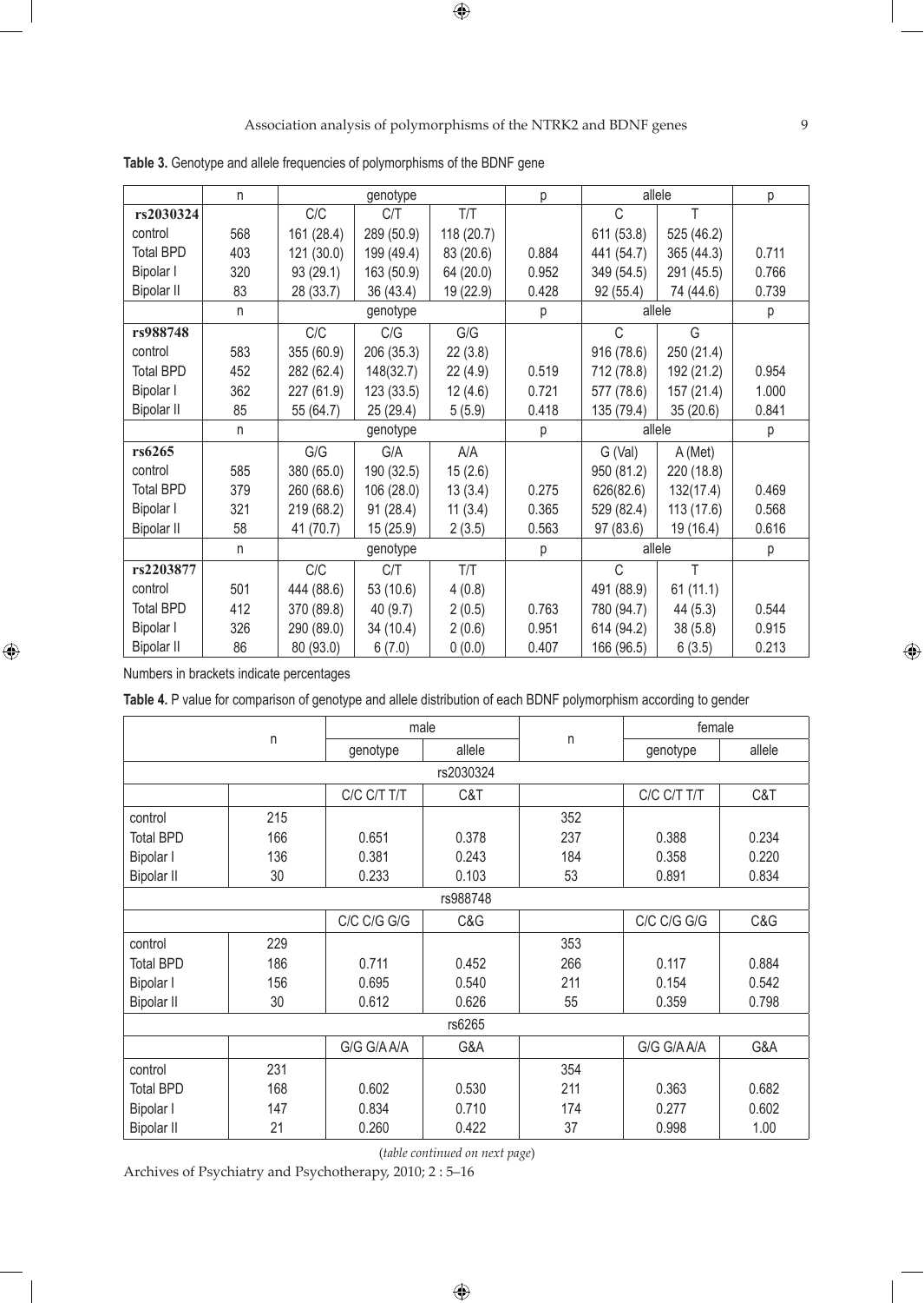**Table 3.** Genotype and allele frequencies of polymorphisms of the BDNF gene

| | n | genotype | | | p | allele | | p |
|---|---|---|---|---|---|---|---|---|
| **rs2030324** | | C/C | C/T | T/T | | C | T | |
| control | 568 | 161 (28.4) | 289 (50.9) | 118 (20.7) | | 611 (53.8) | 525 (46.2) | |
| Total BPD | 403 | 121 (30.0) | 199 (49.4) | 83 (20.6) | 0.884 | 441 (54.7) | 365 (44.3) | 0.711 |
| Bipolar I | 320 | 93 (29.1) | 163 (50.9) | 64 (20.0) | 0.952 | 349 (54.5) | 291 (45.5) | 0.766 |
| Bipolar II | 83 | 28 (33.7) | 36 (43.4) | 19 (22.9) | 0.428 | 92 (55.4) | 74 (44.6) | 0.739 |
| | n | genotype | | | p | allele | | p |
| **rs988748** | | C/C | C/G | G/G | | C | G | |
| control | 583 | 355 (60.9) | 206 (35.3) | 22 (3.8) | | 916 (78.6) | 250 (21.4) | |
| Total BPD | 452 | 282 (62.4) | 148(32.7) | 22 (4.9) | 0.519 | 712 (78.8) | 192 (21.2) | 0.954 |
| Bipolar I | 362 | 227 (61.9) | 123 (33.5) | 12 (4.6) | 0.721 | 577 (78.6) | 157 (21.4) | 1.000 |
| Bipolar II | 85 | 55 (64.7) | 25 (29.4) | 5 (5.9) | 0.418 | 135 (79.4) | 35 (20.6) | 0.841 |
| | n | genotype | | | p | allele | | p |
| **rs6265** | | G/G | G/A | A/A | | G (Val) | A (Met) | |
| control | 585 | 380 (65.0) | 190 (32.5) | 15 (2.6) | | 950 (81.2) | 220 (18.8) | |
| Total BPD | 379 | 260 (68.6) | 106 (28.0) | 13 (3.4) | 0.275 | 626(82.6) | 132(17.4) | 0.469 |
| Bipolar I | 321 | 219 (68.2) | 91 (28.4) | 11 (3.4) | 0.365 | 529 (82.4) | 113 (17.6) | 0.568 |
| Bipolar II | 58 | 41 (70.7) | 15 (25.9) | 2 (3.5) | 0.563 | 97 (83.6) | 19 (16.4) | 0.616 |
| | n | genotype | | | p | allele | | p |
| **rs2203877** | | C/C | C/T | T/T | | C | T | |
| control | 501 | 444 (88.6) | 53 (10.6) | 4 (0.8) | | 491 (88.9) | 61 (11.1) | |
| Total BPD | 412 | 370 (89.8) | 40 (9.7) | 2 (0.5) | 0.763 | 780 (94.7) | 44 (5.3) | 0.544 |
| Bipolar I | 326 | 290 (89.0) | 34 (10.4) | 2 (0.6) | 0.951 | 614 (94.2) | 38 (5.8) | 0.915 |
| Bipolar II | 86 | 80 (93.0) | 6 (7.0) | 0 (0.0) | 0.407 | 166 (96.5) | 6 (3.5) | 0.213 |

Numbers in brackets indicate percentages

**Table 4.** P value for comparison of genotype and allele distribution of each BDNF polymorphism according to gender

| | n | male | | n | female | |
|---|---|---|---|---|---|---|
| | | genotype | allele | | genotype | allele |
| | | | rs2030324 | | | |
| | | C/C C/T T/T | C&T | | C/C C/T T/T | C&T |
| control | 215 | | | 352 | | |
| Total BPD | 166 | 0.651 | 0.378 | 237 | 0.388 | 0.234 |
| Bipolar I | 136 | 0.381 | 0.243 | 184 | 0.358 | 0.220 |
| Bipolar II | 30 | 0.233 | 0.103 | 53 | 0.891 | 0.834 |
| | | | rs988748 | | | |
| | | C/C C/G G/G | C&G | | C/C C/G G/G | C&G |
| control | 229 | | | 353 | | |
| Total BPD | 186 | 0.711 | 0.452 | 266 | 0.117 | 0.884 |
| Bipolar I | 156 | 0.695 | 0.540 | 211 | 0.154 | 0.542 |
| Bipolar II | 30 | 0.612 | 0.626 | 55 | 0.359 | 0.798 |
| | | | rs6265 | | | |
| | | G/G G/A A/A | G&A | | G/G G/A A/A | G&A |
| control | 231 | | | 354 | | |
| Total BPD | 168 | 0.602 | 0.530 | 211 | 0.363 | 0.682 |
| Bipolar I | 147 | 0.834 | 0.710 | 174 | 0.277 | 0.602 |
| Bipolar II | 21 | 0.260 | 0.422 | 37 | 0.998 | 1.00 |

(*table continued on next page*)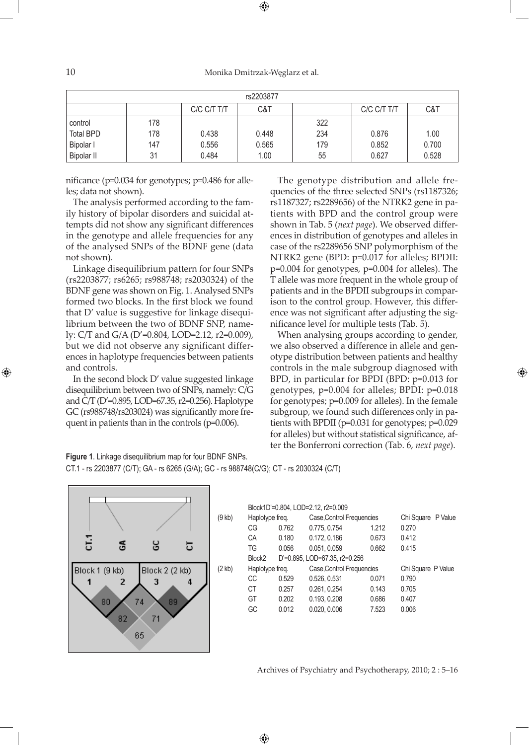| rs2203877 | | | | | | |
|---|---|---|---|---|---|---|
| | | C/C C/T T/T | C&T | | C/C C/T T/T | C&T |
| control | 178 | | | 322 | | |
| Total BPD | 178 | 0.438 | 0.448 | 234 | 0.876 | 1.00 |
| Bipolar I | 147 | 0.556 | 0.565 | 179 | 0.852 | 0.700 |
| Bipolar II | 31 | 0.484 | 1.00 | 55 | 0.627 | 0.528 |

nificance (p=0.034 for genotypes; p=0.486 for alleles; data not shown).

The analysis performed according to the family history of bipolar disorders and suicidal attempts did not show any significant differences in the genotype and allele frequencies for any of the analysed SNPs of the BDNF gene (data not shown).

Linkage disequilibrium pattern for four SNPs (rs2203877; rs6265; rs988748; rs2030324) of the BDNF gene was shown on Fig. 1. Analysed SNPs formed two blocks. In the first block we found that D' value is suggestive for linkage disequilibrium between the two of BDNF SNP, namely: C/T and G/A (D'=0.804, LOD=2.12, r2=0.009), but we did not observe any significant differences in haplotype frequencies between patients and controls.

In the second block D' value suggested linkage disequilibrium between two of SNPs, namely: C/G and C/T (D'=0.895, LOD=67.35, r2=0.256). Haplotype GC (rs988748/rs203024) was significantly more frequent in patients than in the controls (p=0.006).

The genotype distribution and allele frequencies of the three selected SNPs (rs1187326; rs1187327; rs2289656) of the NTRK2 gene in patients with BPD and the control group were shown in Tab. 5 (*next page*). We observed differences in distribution of genotypes and alleles in case of the rs2289656 SNP polymorphism of the NTRK2 gene (BPD: p=0.017 for alleles; BPDII: p=0.004 for genotypes, p=0.004 for alleles). The T allele was more frequent in the whole group of patients and in the BPDII subgroups in comparison to the control group. However, this difference was not significant after adjusting the significance level for multiple tests (Tab. 5).

When analysing groups according to gender, we also observed a difference in allele and genotype distribution between patients and healthy controls in the male subgroup diagnosed with BPD, in particular for BPDI (BPD: p=0.013 for genotypes, p=0.004 for alleles; BPDI: p=0.018 for genotypes; p=0.009 for alleles). In the female subgroup, we found such differences only in patients with BPDII (p=0.031 for genotypes; p=0.029 for alleles) but without statistical significance, after the Bonferroni correction (Tab. 6, *next page*).

**Figure 1**. Linkage disequilibrium map for four BDNF SNPs.
CT.1 - rs 2203877 (C/T); GA - rs 6265 (G/A); GC - rs 988748(C/G); CT - rs 2030324 (C/T)

| | Block1 D'=0.804, LOD=2.12, r2=0.009 | | | | |
|---|---|---|---|---|---|
| (9 kb) | Haplotype freq. | | Case,Control Frequencies | | Chi Square P Value |
| | CG | 0.762 | 0.775, 0.754 | 1.212 | 0.270 |
| | CA | 0.180 | 0.172, 0.186 | 0.673 | 0.412 |
| | TG | 0.056 | 0.051, 0.059 | 0.662 | 0.415 |
| | Block2 D'=0.895, LOD=67.35, r2=0.256 | | | | |
| (2 kb) | Haplotype freq. | | Case,Control Frequencies | | Chi Square P Value |
| | CC | 0.529 | 0.526, 0.531 | 0.071 | 0.790 |
| | CT | 0.257 | 0.261, 0.254 | 0.143 | 0.705 |
| | GT | 0.202 | 0.193, 0.208 | 0.686 | 0.407 |
| | GC | 0.012 | 0.020, 0.006 | 7.523 | 0.006 |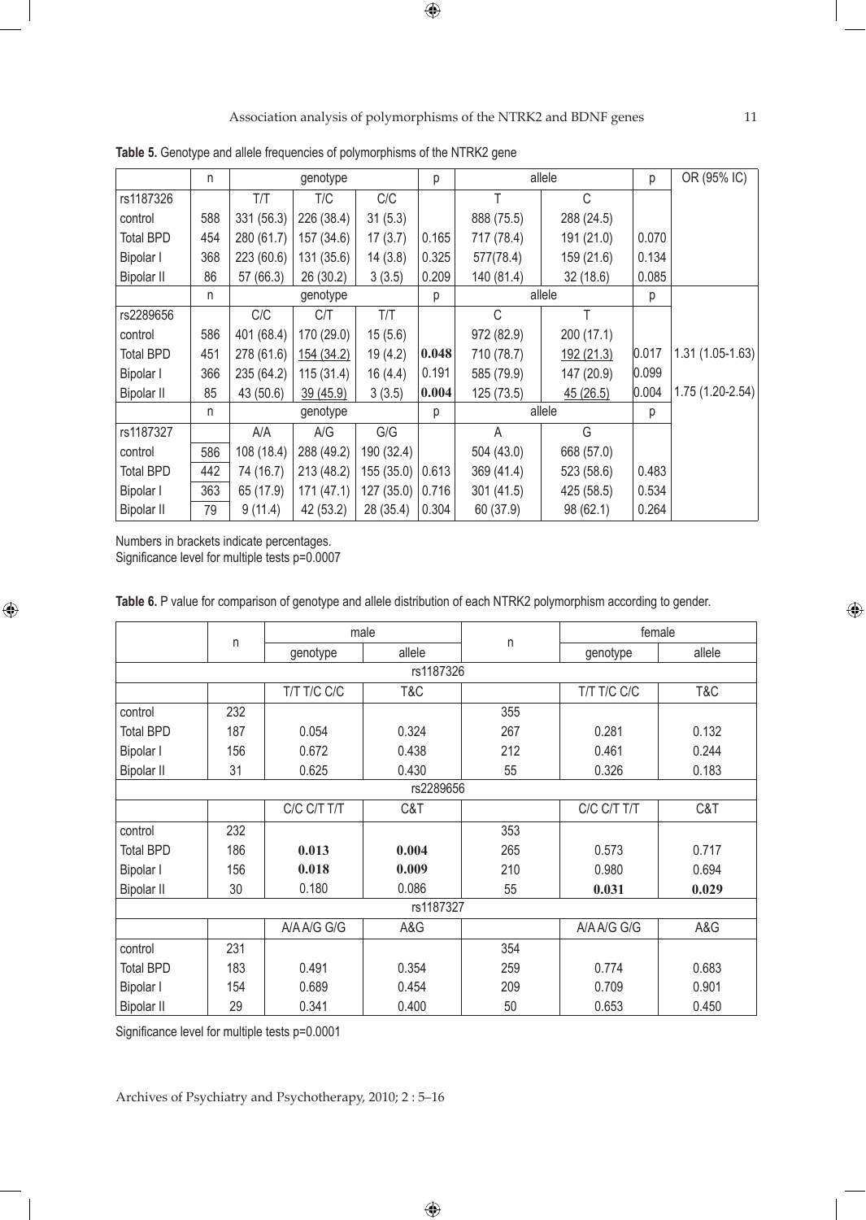**Table 5.** Genotype and allele frequencies of polymorphisms of the NTRK2 gene

| | n | genotype | | | p | allele | | p | OR (95% IC) |
|---|---|---|---|---|---|---|---|---|---|
| rs1187326 | | T/T | T/C | C/C | | T | C | | |
| control | 588 | 331 (56.3) | 226 (38.4) | 31 (5.3) | | 888 (75.5) | 288 (24.5) | | |
| Total BPD | 454 | 280 (61.7) | 157 (34.6) | 17 (3.7) | 0.165 | 717 (78.4) | 191 (21.0) | 0.070 | |
| Bipolar I | 368 | 223 (60.6) | 131 (35.6) | 14 (3.8) | 0.325 | 577(78.4) | 159 (21.6) | 0.134 | |
| Bipolar II | 86 | 57 (66.3) | 26 (30.2) | 3 (3.5) | 0.209 | 140 (81.4) | 32 (18.6) | 0.085 | |
| | n | genotype | | | p | allele | | p | |
| rs2289656 | | C/C | C/T | T/T | | C | T | | |
| control | 586 | 401 (68.4) | 170 (29.0) | 15 (5.6) | | 972 (82.9) | 200 (17.1) | | |
| Total BPD | 451 | 278 (61.6) | 154 (34.2) | 19 (4.2) | **0.048** | 710 (78.7) | 192 (21.3) | 0.017 | 1.31 (1.05-1.63) |
| Bipolar I | 366 | 235 (64.2) | 115 (31.4) | 16 (4.4) | 0.191 | 585 (79.9) | 147 (20.9) | 0.099 | |
| Bipolar II | 85 | 43 (50.6) | 39 (45.9) | 3 (3.5) | **0.004** | 125 (73.5) | 45 (26.5) | 0.004 | 1.75 (1.20-2.54) |
| | n | genotype | | | p | allele | | p | |
| rs1187327 | | A/A | A/G | G/G | | A | G | | |
| control | 586 | 108 (18.4) | 288 (49.2) | 190 (32.4) | | 504 (43.0) | 668 (57.0) | | |
| Total BPD | 442 | 74 (16.7) | 213 (48.2) | 155 (35.0) | 0.613 | 369 (41.4) | 523 (58.6) | 0.483 | |
| Bipolar I | 363 | 65 (17.9) | 171 (47.1) | 127 (35.0) | 0.716 | 301 (41.5) | 425 (58.5) | 0.534 | |
| Bipolar II | 79 | 9 (11.4) | 42 (53.2) | 28 (35.4) | 0.304 | 60 (37.9) | 98 (62.1) | 0.264 | |

Numbers in brackets indicate percentages.
Significance level for multiple tests p=0.0007

**Table 6.** P value for comparison of genotype and allele distribution of each NTRK2 polymorphism according to gender.

| | n | male | | n | female | |
|---|---|---|---|---|---|---|
| | | genotype | allele | | genotype | allele |
| rs1187326 | | | | | | |
| | | T/T T/C C/C | T&C | | T/T T/C C/C | T&C |
| control | 232 | | | 355 | | |
| Total BPD | 187 | 0.054 | 0.324 | 267 | 0.281 | 0.132 |
| Bipolar I | 156 | 0.672 | 0.438 | 212 | 0.461 | 0.244 |
| Bipolar II | 31 | 0.625 | 0.430 | 55 | 0.326 | 0.183 |
| rs2289656 | | | | | | |
| | | C/C C/T T/T | C&T | | C/C C/T T/T | C&T |
| control | 232 | | | 353 | | |
| Total BPD | 186 | **0.013** | **0.004** | 265 | 0.573 | 0.717 |
| Bipolar I | 156 | **0.018** | **0.009** | 210 | 0.980 | 0.694 |
| Bipolar II | 30 | 0.180 | 0.086 | 55 | **0.031** | **0.029** |
| rs1187327 | | | | | | |
| | | A/A A/G G/G | A&G | | A/A A/G G/G | A&G |
| control | 231 | | | 354 | | |
| Total BPD | 183 | 0.491 | 0.354 | 259 | 0.774 | 0.683 |
| Bipolar I | 154 | 0.689 | 0.454 | 209 | 0.709 | 0.901 |
| Bipolar II | 29 | 0.341 | 0.400 | 50 | 0.653 | 0.450 |

Significance level for multiple tests p=0.0001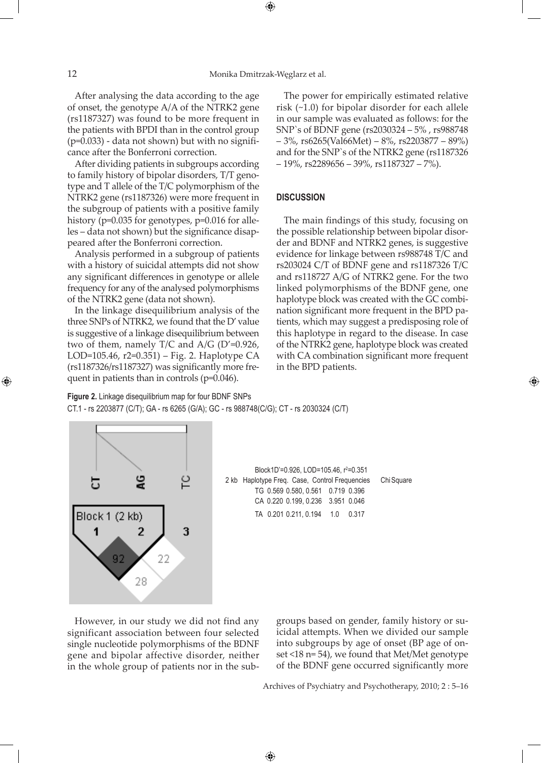After analysing the data according to the age of onset, the genotype A/A of the NTRK2 gene (rs1187327) was found to be more frequent in the patients with BPDI than in the control group (p=0.033) - data not shown) but with no significance after the Bonferroni correction.

After dividing patients in subgroups according to family history of bipolar disorders, T/T genotype and T allele of the T/C polymorphism of the NTRK2 gene (rs1187326) were more frequent in the subgroup of patients with a positive family history (p=0.035 for genotypes, p=0.016 for alleles – data not shown) but the significance disappeared after the Bonferroni correction.

Analysis performed in a subgroup of patients with a history of suicidal attempts did not show any significant differences in genotype or allele frequency for any of the analysed polymorphisms of the NTRK2 gene (data not shown).

In the linkage disequilibrium analysis of the three SNPs of NTRK2, we found that the D' value is suggestive of a linkage disequilibrium between two of them, namely T/C and A/G (D′=0.926, LOD=105.46, r2=0.351) – Fig. 2. Haplotype CA (rs1187326/rs1187327) was significantly more frequent in patients than in controls (p=0.046).

The power for empirically estimated relative risk (~1.0) for bipolar disorder for each allele in our sample was evaluated as follows: for the SNP`s of BDNF gene (rs2030324 – 5% , rs988748 – 3%, rs6265(Val66Met) – 8%, rs2203877 – 89%) and for the SNP`s of the NTRK2 gene (rs1187326 – 19%, rs2289656 – 39%, rs1187327 – 7%).

## DISCUSSION

The main findings of this study, focusing on the possible relationship between bipolar disorder and BDNF and NTRK2 genes, is suggestive evidence for linkage between rs988748 T/C and rs203024 C/T of BDNF gene and rs1187326 T/C and rs118727 A/G of NTRK2 gene. For the two linked polymorphisms of the BDNF gene, one haplotype block was created with the GC combination significant more frequent in the BPD patients, which may suggest a predisposing role of this haplotype in regard to the disease. In case of the NTRK2 gene, haplotype block was created with CA combination significant more frequent in the BPD patients.

**Figure 2.** Linkage disequilibrium map for four BDNF SNPs

CT.1 - rs 2203877 (C/T); GA - rs 6265 (G/A); GC - rs 988748(C/G); CT - rs 2030324 (C/T)

Block1D'=0.926, LOD=105.46, $r^2$=0.351

2 kb

| Haplotype | Freq. | Case, Control Frequencies | Chi Square | |
|---|---|---|---|---|
| TG | 0.569 | 0.580, 0.561 | 0.719 | 0.396 |
| CA | 0.220 | 0.199, 0.236 | 3.951 | 0.046 |
| TA | 0.201 | 0.211, 0.194 | 1.0 | 0.317 |

However, in our study we did not find any significant association between four selected single nucleotide polymorphisms of the BDNF gene and bipolar affective disorder, neither in the whole group of patients nor in the subgroups based on gender, family history or suicidal attempts. When we divided our sample into subgroups by age of onset (BP age of onset <18 n= 54), we found that Met/Met genotype of the BDNF gene occurred significantly more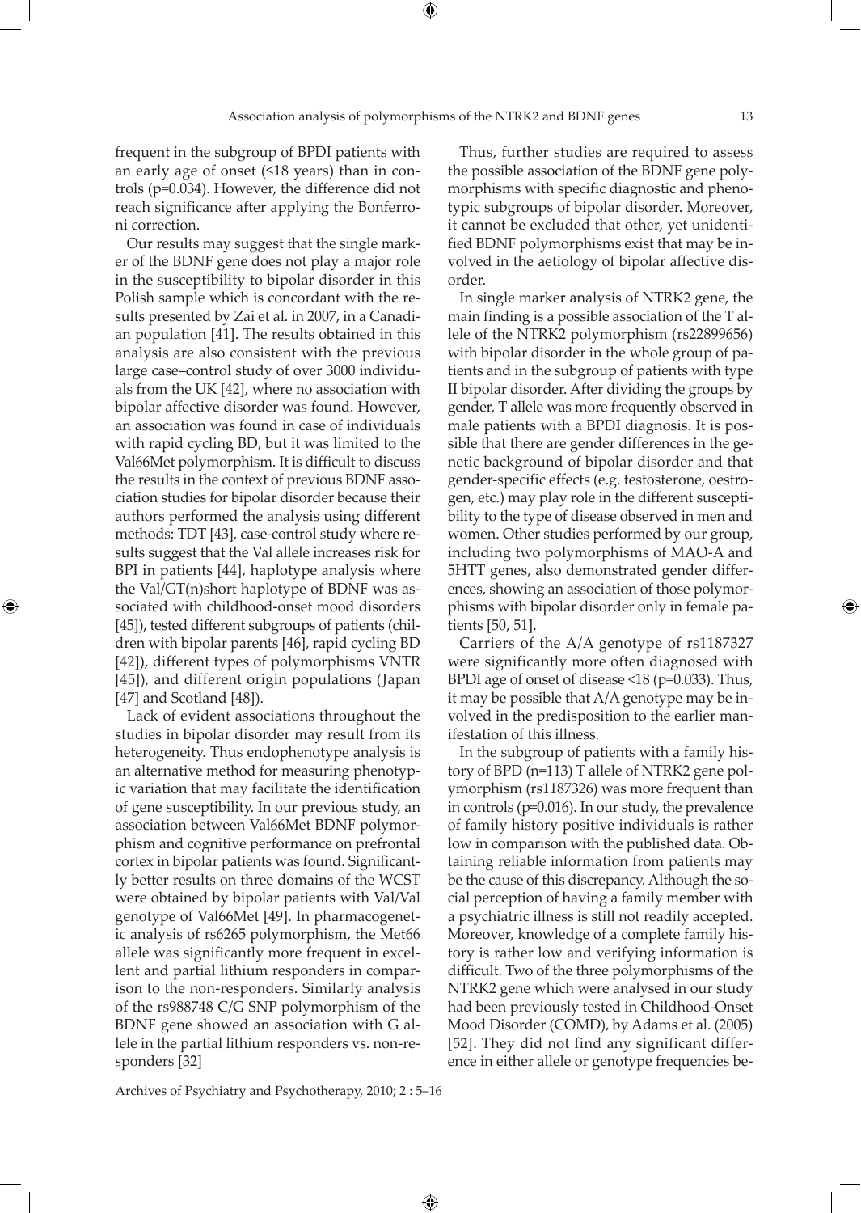frequent in the subgroup of BPDI patients with an early age of onset (≤18 years) than in controls (p=0.034). However, the difference did not reach significance after applying the Bonferroni correction.

Our results may suggest that the single marker of the BDNF gene does not play a major role in the susceptibility to bipolar disorder in this Polish sample which is concordant with the results presented by Zai et al. in 2007, in a Canadian population [41]. The results obtained in this analysis are also consistent with the previous large case–control study of over 3000 individuals from the UK [42], where no association with bipolar affective disorder was found. However, an association was found in case of individuals with rapid cycling BD, but it was limited to the Val66Met polymorphism. It is difficult to discuss the results in the context of previous BDNF association studies for bipolar disorder because their authors performed the analysis using different methods: TDT [43], case-control study where results suggest that the Val allele increases risk for BPI in patients [44], haplotype analysis where the Val/GT(n)short haplotype of BDNF was associated with childhood-onset mood disorders [45]), tested different subgroups of patients (children with bipolar parents [46], rapid cycling BD [42]), different types of polymorphisms VNTR [45]), and different origin populations (Japan [47] and Scotland [48]).

Lack of evident associations throughout the studies in bipolar disorder may result from its heterogeneity. Thus endophenotype analysis is an alternative method for measuring phenotypic variation that may facilitate the identification of gene susceptibility. In our previous study, an association between Val66Met BDNF polymorphism and cognitive performance on prefrontal cortex in bipolar patients was found. Significantly better results on three domains of the WCST were obtained by bipolar patients with Val/Val genotype of Val66Met [49]. In pharmacogenetic analysis of rs6265 polymorphism, the Met66 allele was significantly more frequent in excellent and partial lithium responders in comparison to the non-responders. Similarly analysis of the rs988748 C/G SNP polymorphism of the BDNF gene showed an association with G allele in the partial lithium responders vs. non-responders [32]

Thus, further studies are required to assess the possible association of the BDNF gene polymorphisms with specific diagnostic and phenotypic subgroups of bipolar disorder. Moreover, it cannot be excluded that other, yet unidentified BDNF polymorphisms exist that may be involved in the aetiology of bipolar affective disorder.

In single marker analysis of NTRK2 gene, the main finding is a possible association of the T allele of the NTRK2 polymorphism (rs22899656) with bipolar disorder in the whole group of patients and in the subgroup of patients with type II bipolar disorder. After dividing the groups by gender, T allele was more frequently observed in male patients with a BPDI diagnosis. It is possible that there are gender differences in the genetic background of bipolar disorder and that gender-specific effects (e.g. testosterone, oestrogen, etc.) may play role in the different susceptibility to the type of disease observed in men and women. Other studies performed by our group, including two polymorphisms of MAO-A and 5HTT genes, also demonstrated gender differences, showing an association of those polymorphisms with bipolar disorder only in female patients [50, 51].

Carriers of the A/A genotype of rs1187327 were significantly more often diagnosed with BPDI age of onset of disease <18 (p=0.033). Thus, it may be possible that A/A genotype may be involved in the predisposition to the earlier manifestation of this illness.

In the subgroup of patients with a family history of BPD (n=113) T allele of NTRK2 gene polymorphism (rs1187326) was more frequent than in controls (p=0.016). In our study, the prevalence of family history positive individuals is rather low in comparison with the published data. Obtaining reliable information from patients may be the cause of this discrepancy. Although the social perception of having a family member with a psychiatric illness is still not readily accepted. Moreover, knowledge of a complete family history is rather low and verifying information is difficult. Two of the three polymorphisms of the NTRK2 gene which were analysed in our study had been previously tested in Childhood-Onset Mood Disorder (COMD), by Adams et al. (2005) [52]. They did not find any significant difference in either allele or genotype frequencies be-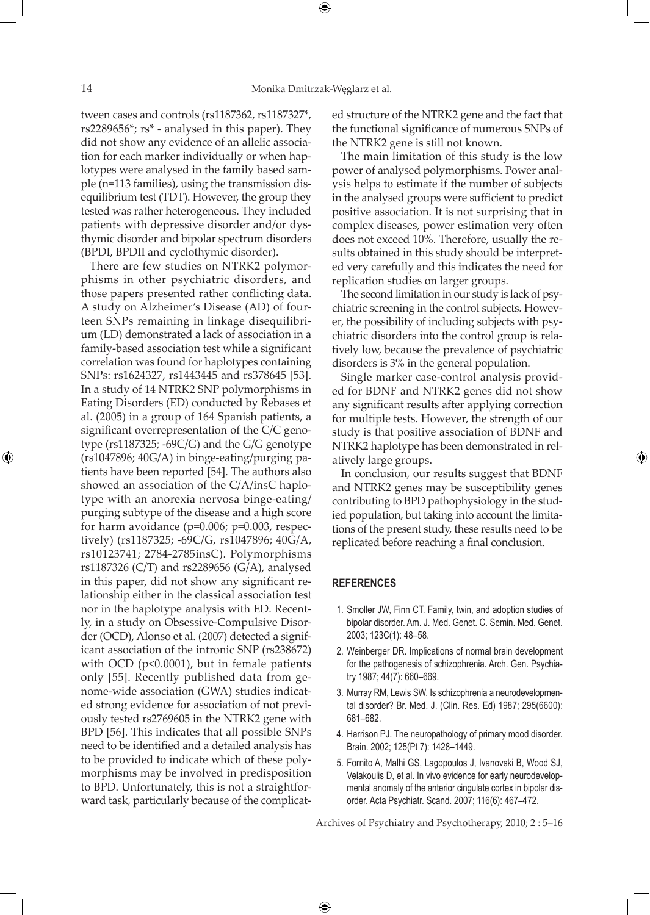tween cases and controls (rs1187362, rs1187327*, rs2289656*; rs* - analysed in this paper). They did not show any evidence of an allelic association for each marker individually or when haplotypes were analysed in the family based sample (n=113 families), using the transmission disequilibrium test (TDT). However, the group they tested was rather heterogeneous. They included patients with depressive disorder and/or dysthymic disorder and bipolar spectrum disorders (BPDI, BPDII and cyclothymic disorder).

There are few studies on NTRK2 polymorphisms in other psychiatric disorders, and those papers presented rather conflicting data. A study on Alzheimer's Disease (AD) of fourteen SNPs remaining in linkage disequilibrium (LD) demonstrated a lack of association in a family-based association test while a significant correlation was found for haplotypes containing SNPs: rs1624327, rs1443445 and rs378645 [53]. In a study of 14 NTRK2 SNP polymorphisms in Eating Disorders (ED) conducted by Rebases et al. (2005) in a group of 164 Spanish patients, a significant overrepresentation of the C/C genotype (rs1187325; -69C/G) and the G/G genotype (rs1047896; 40G/A) in binge-eating/purging patients have been reported [54]. The authors also showed an association of the C/A/insC haplotype with an anorexia nervosa binge-eating/purging subtype of the disease and a high score for harm avoidance ($p=0.006$; $p=0.003$, respectively) (rs1187325; -69C/G, rs1047896; 40G/A, rs10123741; 2784-2785insC). Polymorphisms rs1187326 (C/T) and rs2289656 (G/A), analysed in this paper, did not show any significant relationship either in the classical association test nor in the haplotype analysis with ED. Recently, in a study on Obsessive-Compulsive Disorder (OCD), Alonso et al. (2007) detected a significant association of the intronic SNP (rs238672) with OCD ($p<0.0001$), but in female patients only [55]. Recently published data from genome-wide association (GWA) studies indicated strong evidence for association of not previously tested rs2769605 in the NTRK2 gene with BPD [56]. This indicates that all possible SNPs need to be identified and a detailed analysis has to be provided to indicate which of these polymorphisms may be involved in predisposition to BPD. Unfortunately, this is not a straightforward task, particularly because of the complicated structure of the NTRK2 gene and the fact that the functional significance of numerous SNPs of the NTRK2 gene is still not known.

The main limitation of this study is the low power of analysed polymorphisms. Power analysis helps to estimate if the number of subjects in the analysed groups were sufficient to predict positive association. It is not surprising that in complex diseases, power estimation very often does not exceed 10%. Therefore, usually the results obtained in this study should be interpreted very carefully and this indicates the need for replication studies on larger groups.

The second limitation in our study is lack of psychiatric screening in the control subjects. However, the possibility of including subjects with psychiatric disorders into the control group is relatively low, because the prevalence of psychiatric disorders is 3% in the general population.

Single marker case-control analysis provided for BDNF and NTRK2 genes did not show any significant results after applying correction for multiple tests. However, the strength of our study is that positive association of BDNF and NTRK2 haplotype has been demonstrated in relatively large groups.

In conclusion, our results suggest that BDNF and NTRK2 genes may be susceptibility genes contributing to BPD pathophysiology in the studied population, but taking into account the limitations of the present study, these results need to be replicated before reaching a final conclusion.

## REFERENCES

1. Smoller JW, Finn CT. Family, twin, and adoption studies of bipolar disorder. Am. J. Med. Genet. C. Semin. Med. Genet. 2003; 123C(1): 48–58.
2. Weinberger DR. Implications of normal brain development for the pathogenesis of schizophrenia. Arch. Gen. Psychiatry 1987; 44(7): 660–669.
3. Murray RM, Lewis SW. Is schizophrenia a neurodevelopmental disorder? Br. Med. J. (Clin. Res. Ed) 1987; 295(6600): 681–682.
4. Harrison PJ. The neuropathology of primary mood disorder. Brain. 2002; 125(Pt 7): 1428–1449.
5. Fornito A, Malhi GS, Lagopoulos J, Ivanovski B, Wood SJ, Velakoulis D, et al. In vivo evidence for early neurodevelopmental anomaly of the anterior cingulate cortex in bipolar disorder. Acta Psychiatr. Scand. 2007; 116(6): 467–472.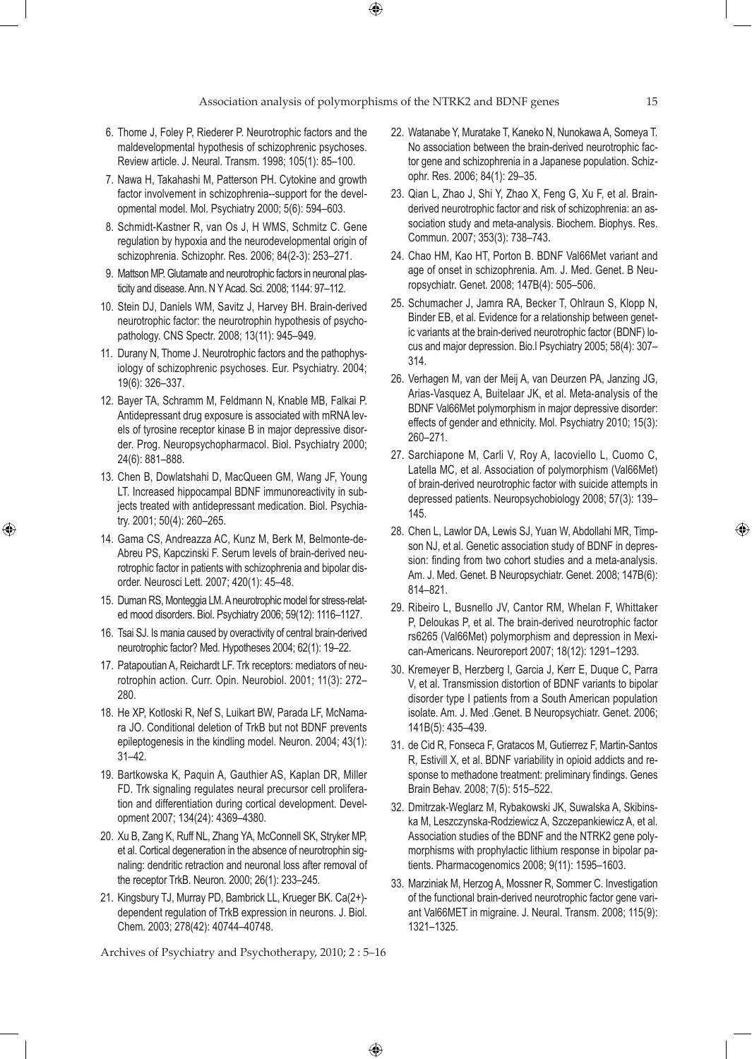6. Thome J, Foley P, Riederer P. Neurotrophic factors and the maldevelopmental hypothesis of schizophrenic psychoses. Review article. J. Neural. Transm. 1998; 105(1): 85–100.
7. Nawa H, Takahashi M, Patterson PH. Cytokine and growth factor involvement in schizophrenia--support for the developmental model. Mol. Psychiatry 2000; 5(6): 594–603.
8. Schmidt-Kastner R, van Os J, H WMS, Schmitz C. Gene regulation by hypoxia and the neurodevelopmental origin of schizophrenia. Schizophr. Res. 2006; 84(2-3): 253–271.
9. Mattson MP. Glutamate and neurotrophic factors in neuronal plasticity and disease. Ann. N Y Acad. Sci. 2008; 1144: 97–112.
10. Stein DJ, Daniels WM, Savitz J, Harvey BH. Brain-derived neurotrophic factor: the neurotrophin hypothesis of psychopathology. CNS Spectr. 2008; 13(11): 945–949.
11. Durany N, Thome J. Neurotrophic factors and the pathophysiology of schizophrenic psychoses. Eur. Psychiatry. 2004; 19(6): 326–337.
12. Bayer TA, Schramm M, Feldmann N, Knable MB, Falkai P. Antidepressant drug exposure is associated with mRNA levels of tyrosine receptor kinase B in major depressive disorder. Prog. Neuropsychopharmacol. Biol. Psychiatry 2000; 24(6): 881–888.
13. Chen B, Dowlatshahi D, MacQueen GM, Wang JF, Young LT. Increased hippocampal BDNF immunoreactivity in subjects treated with antidepressant medication. Biol. Psychiatry. 2001; 50(4): 260–265.
14. Gama CS, Andreazza AC, Kunz M, Berk M, Belmonte-de-Abreu PS, Kapczinski F. Serum levels of brain-derived neurotrophic factor in patients with schizophrenia and bipolar disorder. Neurosci Lett. 2007; 420(1): 45–48.
15. Duman RS, Monteggia LM. A neurotrophic model for stress-related mood disorders. Biol. Psychiatry 2006; 59(12): 1116–1127.
16. Tsai SJ. Is mania caused by overactivity of central brain-derived neurotrophic factor? Med. Hypotheses 2004; 62(1): 19–22.
17. Patapoutian A, Reichardt LF. Trk receptors: mediators of neurotrophin action. Curr. Opin. Neurobiol. 2001; 11(3): 272–280.
18. He XP, Kotloski R, Nef S, Luikart BW, Parada LF, McNamara JO. Conditional deletion of TrkB but not BDNF prevents epileptogenesis in the kindling model. Neuron. 2004; 43(1): 31–42.
19. Bartkowska K, Paquin A, Gauthier AS, Kaplan DR, Miller FD. Trk signaling regulates neural precursor cell proliferation and differentiation during cortical development. Development 2007; 134(24): 4369–4380.
20. Xu B, Zang K, Ruff NL, Zhang YA, McConnell SK, Stryker MP, et al. Cortical degeneration in the absence of neurotrophin signaling: dendritic retraction and neuronal loss after removal of the receptor TrkB. Neuron. 2000; 26(1): 233–245.
21. Kingsbury TJ, Murray PD, Bambrick LL, Krueger BK. Ca(2+)-dependent regulation of TrkB expression in neurons. J. Biol. Chem. 2003; 278(42): 40744–40748.
22. Watanabe Y, Muratake T, Kaneko N, Nunokawa A, Someya T. No association between the brain-derived neurotrophic factor gene and schizophrenia in a Japanese population. Schizophr. Res. 2006; 84(1): 29–35.
23. Qian L, Zhao J, Shi Y, Zhao X, Feng G, Xu F, et al. Brain-derived neurotrophic factor and risk of schizophrenia: an association study and meta-analysis. Biochem. Biophys. Res. Commun. 2007; 353(3): 738–743.
24. Chao HM, Kao HT, Porton B. BDNF Val66Met variant and age of onset in schizophrenia. Am. J. Med. Genet. B Neuropsychiatr. Genet. 2008; 147B(4): 505–506.
25. Schumacher J, Jamra RA, Becker T, Ohlraun S, Klopp N, Binder EB, et al. Evidence for a relationship between genetic variants at the brain-derived neurotrophic factor (BDNF) locus and major depression. Bio.l Psychiatry 2005; 58(4): 307–314.
26. Verhagen M, van der Meij A, van Deurzen PA, Janzing JG, Arias-Vasquez A, Buitelaar JK, et al. Meta-analysis of the BDNF Val66Met polymorphism in major depressive disorder: effects of gender and ethnicity. Mol. Psychiatry 2010; 15(3): 260–271.
27. Sarchiapone M, Carli V, Roy A, Iacoviello L, Cuomo C, Latella MC, et al. Association of polymorphism (Val66Met) of brain-derived neurotrophic factor with suicide attempts in depressed patients. Neuropsychobiology 2008; 57(3): 139–145.
28. Chen L, Lawlor DA, Lewis SJ, Yuan W, Abdollahi MR, Timpson NJ, et al. Genetic association study of BDNF in depression: finding from two cohort studies and a meta-analysis. Am. J. Med. Genet. B Neuropsychiatr. Genet. 2008; 147B(6): 814–821.
29. Ribeiro L, Busnello JV, Cantor RM, Whelan F, Whittaker P, Deloukas P, et al. The brain-derived neurotrophic factor rs6265 (Val66Met) polymorphism and depression in Mexican-Americans. Neuroreport 2007; 18(12): 1291–1293.
30. Kremeyer B, Herzberg I, Garcia J, Kerr E, Duque C, Parra V, et al. Transmission distortion of BDNF variants to bipolar disorder type I patients from a South American population isolate. Am. J. Med .Genet. B Neuropsychiatr. Genet. 2006; 141B(5): 435–439.
31. de Cid R, Fonseca F, Gratacos M, Gutierrez F, Martin-Santos R, Estivill X, et al. BDNF variability in opioid addicts and response to methadone treatment: preliminary findings. Genes Brain Behav. 2008; 7(5): 515–522.
32. Dmitrzak-Weglarz M, Rybakowski JK, Suwalska A, Skibinska M, Leszczynska-Rodziewicz A, Szczepankiewicz A, et al. Association studies of the BDNF and the NTRK2 gene polymorphisms with prophylactic lithium response in bipolar patients. Pharmacogenomics 2008; 9(11): 1595–1603.
33. Marziniak M, Herzog A, Mossner R, Sommer C. Investigation of the functional brain-derived neurotrophic factor gene variant Val66MET in migraine. J. Neural. Transm. 2008; 115(9): 1321–1325.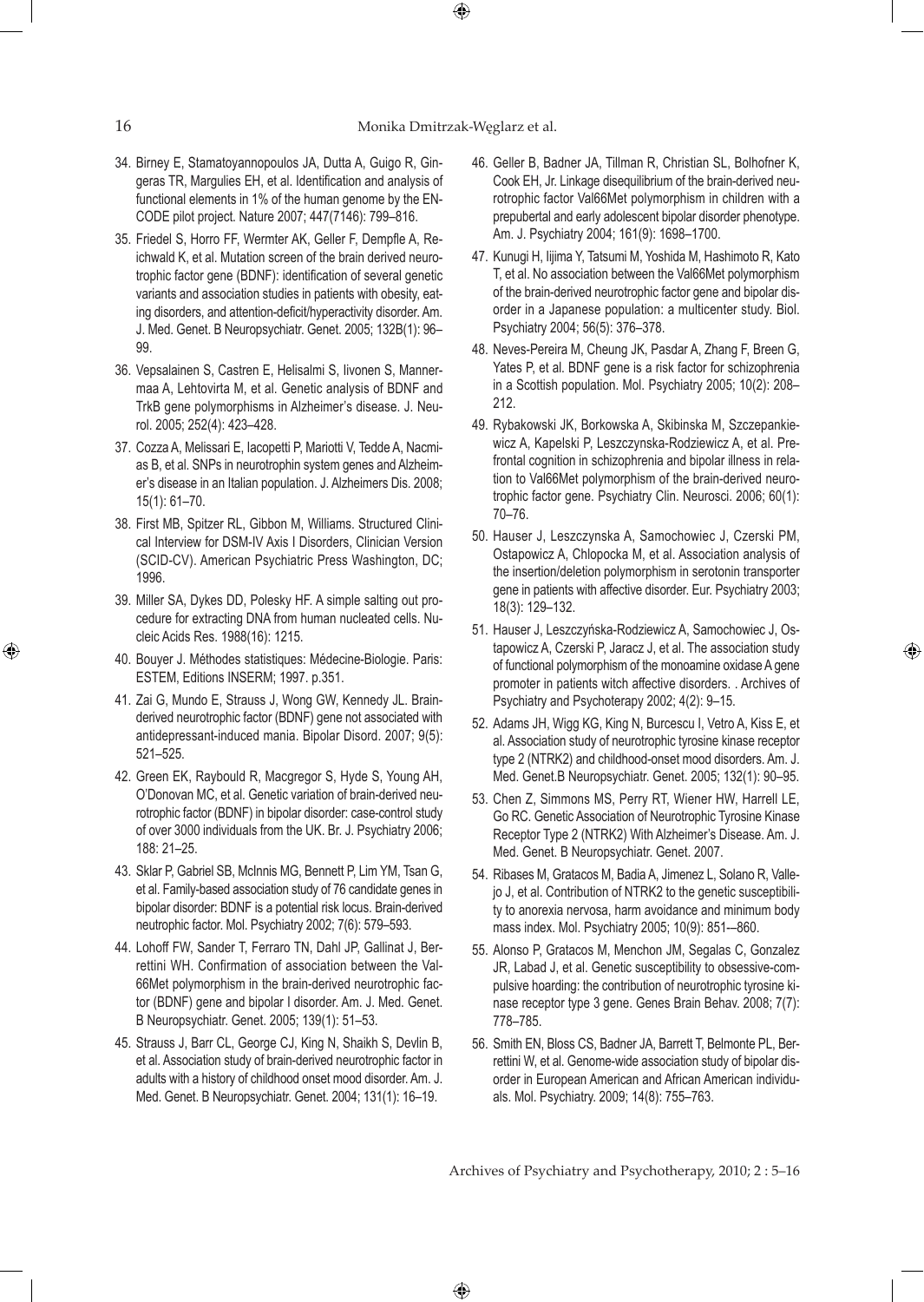34. Birney E, Stamatoyannopoulos JA, Dutta A, Guigo R, Gingeras TR, Margulies EH, et al. Identification and analysis of functional elements in 1% of the human genome by the ENCODE pilot project. Nature 2007; 447(7146): 799–816.

35. Friedel S, Horro FF, Wermter AK, Geller F, Dempfle A, Reichwald K, et al. Mutation screen of the brain derived neurotrophic factor gene (BDNF): identification of several genetic variants and association studies in patients with obesity, eating disorders, and attention-deficit/hyperactivity disorder. Am. J. Med. Genet. B Neuropsychiatr. Genet. 2005; 132B(1): 96–99.

36. Vepsalainen S, Castren E, Helisalmi S, Iivonen S, Mannermaa A, Lehtovirta M, et al. Genetic analysis of BDNF and TrkB gene polymorphisms in Alzheimer's disease. J. Neurol. 2005; 252(4): 423–428.

37. Cozza A, Melissari E, Iacopetti P, Mariotti V, Tedde A, Nacmias B, et al. SNPs in neurotrophin system genes and Alzheimer's disease in an Italian population. J. Alzheimers Dis. 2008; 15(1): 61–70.

38. First MB, Spitzer RL, Gibbon M, Williams. Structured Clinical Interview for DSM-IV Axis I Disorders, Clinician Version (SCID-CV). American Psychiatric Press Washington, DC; 1996.

39. Miller SA, Dykes DD, Polesky HF. A simple salting out procedure for extracting DNA from human nucleated cells. Nucleic Acids Res. 1988(16): 1215.

40. Bouyer J. Méthodes statistiques: Médecine-Biologie. Paris: ESTEM, Editions INSERM; 1997. p.351.

41. Zai G, Mundo E, Strauss J, Wong GW, Kennedy JL. Brain-derived neurotrophic factor (BDNF) gene not associated with antidepressant-induced mania. Bipolar Disord. 2007; 9(5): 521–525.

42. Green EK, Raybould R, Macgregor S, Hyde S, Young AH, O'Donovan MC, et al. Genetic variation of brain-derived neurotrophic factor (BDNF) in bipolar disorder: case-control study of over 3000 individuals from the UK. Br. J. Psychiatry 2006; 188: 21–25.

43. Sklar P, Gabriel SB, McInnis MG, Bennett P, Lim YM, Tsan G, et al. Family-based association study of 76 candidate genes in bipolar disorder: BDNF is a potential risk locus. Brain-derived neutrophic factor. Mol. Psychiatry 2002; 7(6): 579–593.

44. Lohoff FW, Sander T, Ferraro TN, Dahl JP, Gallinat J, Berrettini WH. Confirmation of association between the Val66Met polymorphism in the brain-derived neurotrophic factor (BDNF) gene and bipolar I disorder. Am. J. Med. Genet. B Neuropsychiatr. Genet. 2005; 139(1): 51–53.

45. Strauss J, Barr CL, George CJ, King N, Shaikh S, Devlin B, et al. Association study of brain-derived neurotrophic factor in adults with a history of childhood onset mood disorder. Am. J. Med. Genet. B Neuropsychiatr. Genet. 2004; 131(1): 16–19.

46. Geller B, Badner JA, Tillman R, Christian SL, Bolhofner K, Cook EH, Jr. Linkage disequilibrium of the brain-derived neurotrophic factor Val66Met polymorphism in children with a prepubertal and early adolescent bipolar disorder phenotype. Am. J. Psychiatry 2004; 161(9): 1698–1700.

47. Kunugi H, Iijima Y, Tatsumi M, Yoshida M, Hashimoto R, Kato T, et al. No association between the Val66Met polymorphism of the brain-derived neurotrophic factor gene and bipolar disorder in a Japanese population: a multicenter study. Biol. Psychiatry 2004; 56(5): 376–378.

48. Neves-Pereira M, Cheung JK, Pasdar A, Zhang F, Breen G, Yates P, et al. BDNF gene is a risk factor for schizophrenia in a Scottish population. Mol. Psychiatry 2005; 10(2): 208–212.

49. Rybakowski JK, Borkowska A, Skibinska M, Szczepankiewicz A, Kapelski P, Leszczynska-Rodziewicz A, et al. Prefrontal cognition in schizophrenia and bipolar illness in relation to Val66Met polymorphism of the brain-derived neurotrophic factor gene. Psychiatry Clin. Neurosci. 2006; 60(1): 70–76.

50. Hauser J, Leszczynska A, Samochowiec J, Czerski PM, Ostapowicz A, Chlopocka M, et al. Association analysis of the insertion/deletion polymorphism in serotonin transporter gene in patients with affective disorder. Eur. Psychiatry 2003; 18(3): 129–132.

51. Hauser J, Leszczyńska-Rodziewicz A, Samochowiec J, Ostapowicz A, Czerski P, Jaracz J, et al. The association study of functional polymorphism of the monoamine oxidase A gene promoter in patients witch affective disorders. . Archives of Psychiatry and Psychoterapy 2002; 4(2): 9–15.

52. Adams JH, Wigg KG, King N, Burcescu I, Vetro A, Kiss E, et al. Association study of neurotrophic tyrosine kinase receptor type 2 (NTRK2) and childhood-onset mood disorders. Am. J. Med. Genet.B Neuropsychiatr. Genet. 2005; 132(1): 90–95.

53. Chen Z, Simmons MS, Perry RT, Wiener HW, Harrell LE, Go RC. Genetic Association of Neurotrophic Tyrosine Kinase Receptor Type 2 (NTRK2) With Alzheimer's Disease. Am. J. Med. Genet. B Neuropsychiatr. Genet. 2007.

54. Ribases M, Gratacos M, Badia A, Jimenez L, Solano R, Vallejo J, et al. Contribution of NTRK2 to the genetic susceptibility to anorexia nervosa, harm avoidance and minimum body mass index. Mol. Psychiatry 2005; 10(9): 851-–860.

55. Alonso P, Gratacos M, Menchon JM, Segalas C, Gonzalez JR, Labad J, et al. Genetic susceptibility to obsessive-compulsive hoarding: the contribution of neurotrophic tyrosine kinase receptor type 3 gene. Genes Brain Behav. 2008; 7(7): 778–785.

56. Smith EN, Bloss CS, Badner JA, Barrett T, Belmonte PL, Berrettini W, et al. Genome-wide association study of bipolar disorder in European American and African American individuals. Mol. Psychiatry. 2009; 14(8): 755–763.